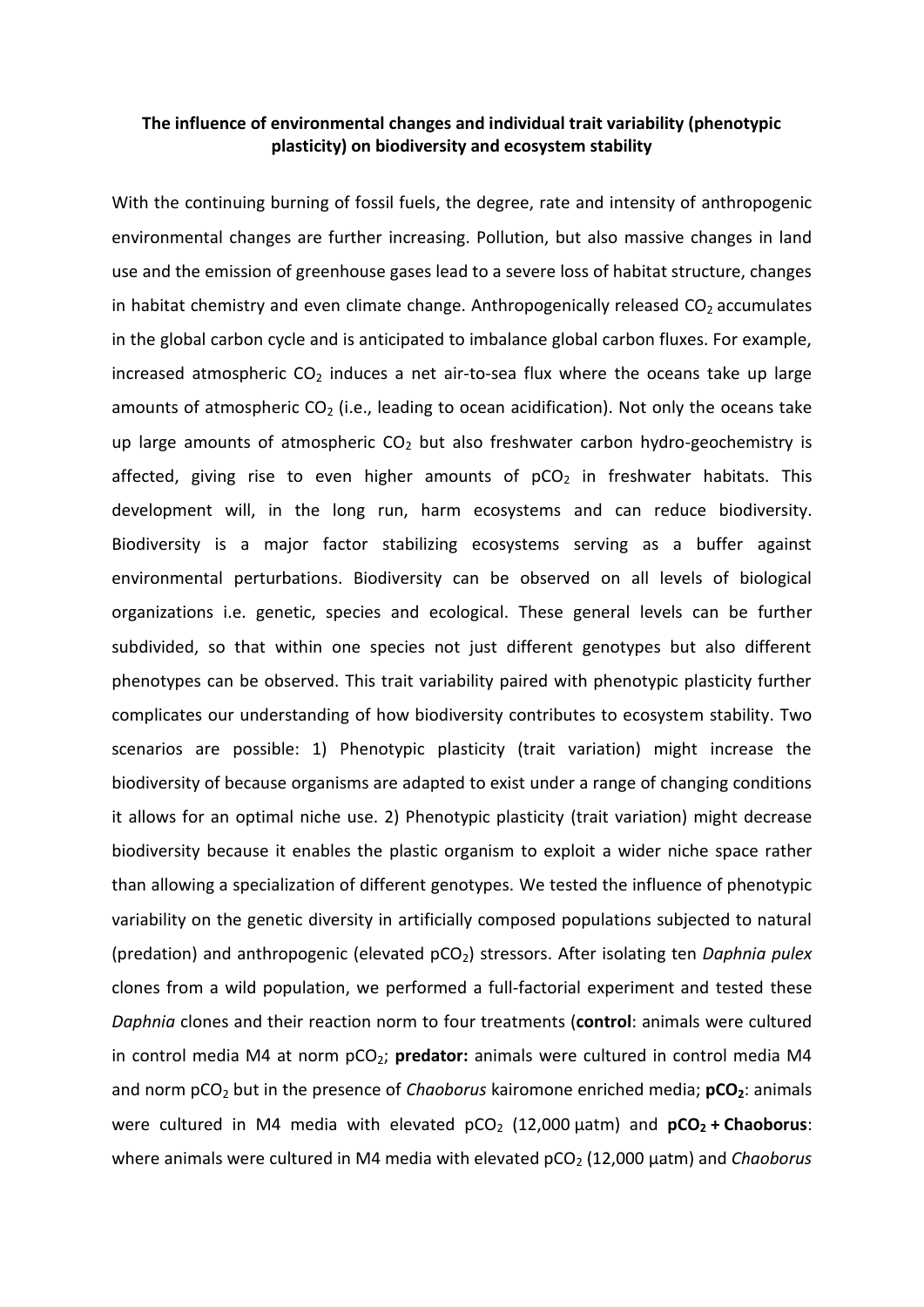**The influence of environmental changes and individual trait variability (phenotypic plasticity) on biodiversity and ecosystem stability**

With the continuing burning of fossil fuels, the degree, rate and intensity of anthropogenic environmental changes are further increasing. Pollution, but also massive changes in land use and the emission of greenhouse gases lead to a severe loss of habitat structure, changes in habitat chemistry and even climate change. Anthropogenically released $CO_2$ accumulates in the global carbon cycle and is anticipated to imbalance global carbon fluxes. For example, increased atmospheric $CO_2$ induces a net air-to-sea flux where the oceans take up large amounts of atmospheric $CO_2$ (i.e., leading to ocean acidification). Not only the oceans take up large amounts of atmospheric $CO_2$ but also freshwater carbon hydro-geochemistry is affected, giving rise to even higher amounts of $pCO_2$ in freshwater habitats. This development will, in the long run, harm ecosystems and can reduce biodiversity. Biodiversity is a major factor stabilizing ecosystems serving as a buffer against environmental perturbations. Biodiversity can be observed on all levels of biological organizations i.e. genetic, species and ecological. These general levels can be further subdivided, so that within one species not just different genotypes but also different phenotypes can be observed. This trait variability paired with phenotypic plasticity further complicates our understanding of how biodiversity contributes to ecosystem stability. Two scenarios are possible: 1) Phenotypic plasticity (trait variation) might increase the biodiversity of because organisms are adapted to exist under a range of changing conditions it allows for an optimal niche use. 2) Phenotypic plasticity (trait variation) might decrease biodiversity because it enables the plastic organism to exploit a wider niche space rather than allowing a specialization of different genotypes. We tested the influence of phenotypic variability on the genetic diversity in artificially composed populations subjected to natural (predation) and anthropogenic (elevated $pCO_2$) stressors. After isolating ten *Daphnia pulex* clones from a wild population, we performed a full-factorial experiment and tested these *Daphnia* clones and their reaction norm to four treatments (**control**: animals were cultured in control media M4 at norm $pCO_2$; **predator:** animals were cultured in control media M4 and norm $pCO_2$ but in the presence of *Chaoborus* kairomone enriched media; **$pCO_2$**: animals were cultured in M4 media with elevated $pCO_2$ (12,000 µatm) and **$pCO_2$ + Chaoborus**: where animals were cultured in M4 media with elevated $pCO_2$ (12,000 µatm) and *Chaoborus*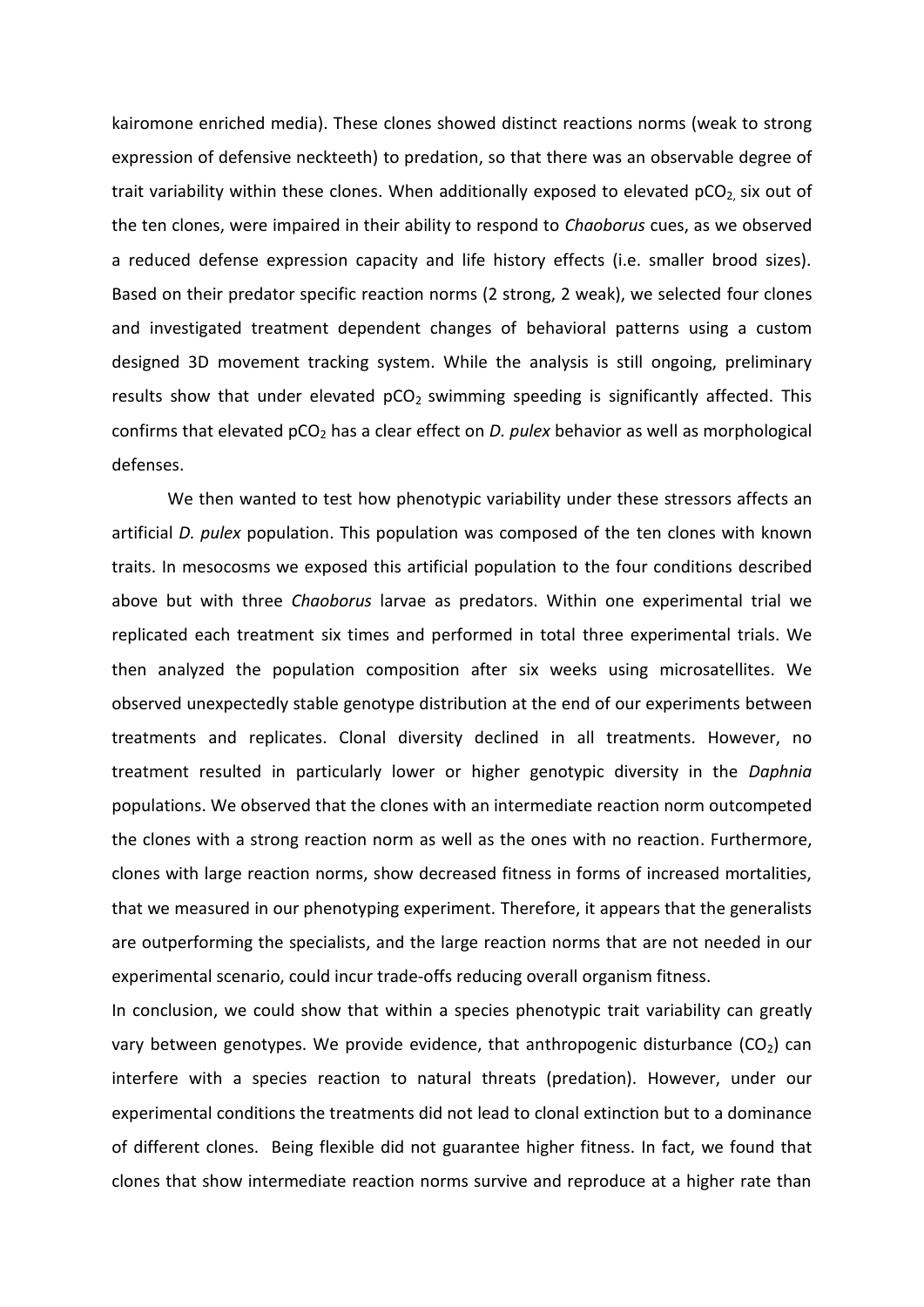kairomone enriched media). These clones showed distinct reactions norms (weak to strong expression of defensive neckteeth) to predation, so that there was an observable degree of trait variability within these clones. When additionally exposed to elevated $pCO_2$, six out of the ten clones, were impaired in their ability to respond to *Chaoborus* cues, as we observed a reduced defense expression capacity and life history effects (i.e. smaller brood sizes). Based on their predator specific reaction norms (2 strong, 2 weak), we selected four clones and investigated treatment dependent changes of behavioral patterns using a custom designed 3D movement tracking system. While the analysis is still ongoing, preliminary results show that under elevated $pCO_2$ swimming speeding is significantly affected. This confirms that elevated $pCO_2$ has a clear effect on *D. pulex* behavior as well as morphological defenses.

We then wanted to test how phenotypic variability under these stressors affects an artificial *D. pulex* population. This population was composed of the ten clones with known traits. In mesocosms we exposed this artificial population to the four conditions described above but with three *Chaoborus* larvae as predators. Within one experimental trial we replicated each treatment six times and performed in total three experimental trials. We then analyzed the population composition after six weeks using microsatellites. We observed unexpectedly stable genotype distribution at the end of our experiments between treatments and replicates. Clonal diversity declined in all treatments. However, no treatment resulted in particularly lower or higher genotypic diversity in the *Daphnia* populations. We observed that the clones with an intermediate reaction norm outcompeted the clones with a strong reaction norm as well as the ones with no reaction. Furthermore, clones with large reaction norms, show decreased fitness in forms of increased mortalities, that we measured in our phenotyping experiment. Therefore, it appears that the generalists are outperforming the specialists, and the large reaction norms that are not needed in our experimental scenario, could incur trade-offs reducing overall organism fitness.

In conclusion, we could show that within a species phenotypic trait variability can greatly vary between genotypes. We provide evidence, that anthropogenic disturbance ($CO_2$) can interfere with a species reaction to natural threats (predation). However, under our experimental conditions the treatments did not lead to clonal extinction but to a dominance of different clones. Being flexible did not guarantee higher fitness. In fact, we found that clones that show intermediate reaction norms survive and reproduce at a higher rate than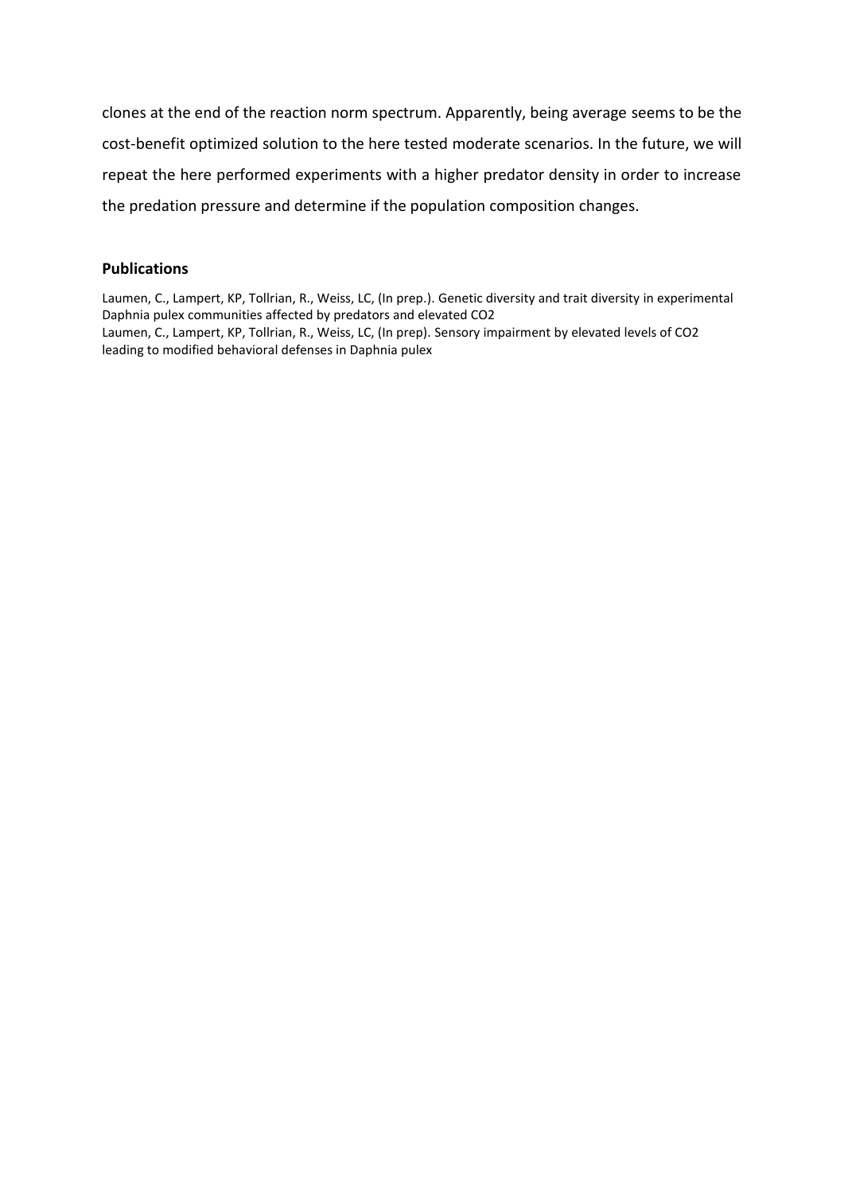clones at the end of the reaction norm spectrum. Apparently, being average seems to be the cost-benefit optimized solution to the here tested moderate scenarios. In the future, we will repeat the here performed experiments with a higher predator density in order to increase the predation pressure and determine if the population composition changes.

### Publications

Laumen, C., Lampert, KP, Tollrian, R., Weiss, LC, (In prep.). Genetic diversity and trait diversity in experimental Daphnia pulex communities affected by predators and elevated $CO_2$

Laumen, C., Lampert, KP, Tollrian, R., Weiss, LC, (In prep). Sensory impairment by elevated levels of $CO_2$ leading to modified behavioral defenses in Daphnia pulex